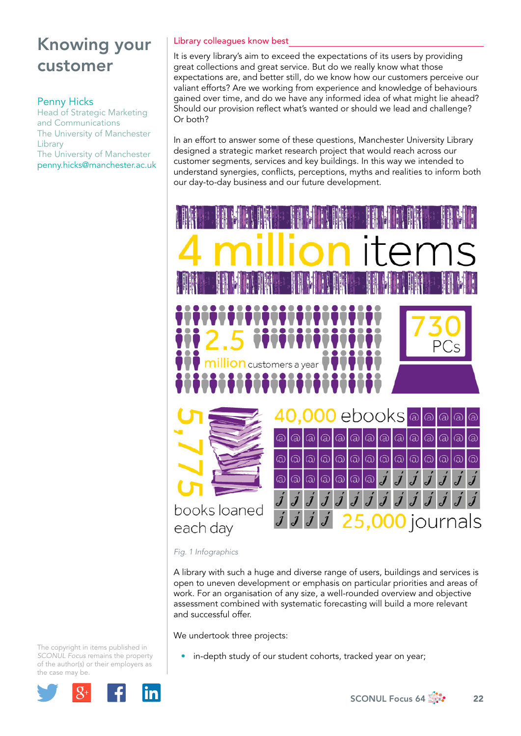# Knowing your customer

**Penny Hicks**
Head of Strategic Marketing and Communications
The University of Manchester Library
The University of Manchester
penny.hicks@manchester.ac.uk

## Library colleagues know best

It is every library's aim to exceed the expectations of its users by providing great collections and great service. But do we really know what those expectations are, and better still, do we know how our customers perceive our valiant efforts? Are we working from experience and knowledge of behaviours gained over time, and do we have any informed idea of what might lie ahead? Should our provision reflect what's wanted or should we lead and challenge? Or both?

In an effort to answer some of these questions, Manchester University Library designed a strategic market research project that would reach across our customer segments, services and key buildings. In this way we intended to understand synergies, conflicts, perceptions, myths and realities to inform both our day-to-day business and our future development.

4 million items

2.5 million customers a year

730 PCs

5,775 books loaned each day

40,000 ebooks

25,000 journals

*Fig. 1 Infographics*

A library with such a huge and diverse range of users, buildings and services is open to uneven development or emphasis on particular priorities and areas of work. For an organisation of any size, a well-rounded overview and objective assessment combined with systematic forecasting will build a more relevant and successful offer.

We undertook three projects:

- in-depth study of our student cohorts, tracked year on year;

The copyright in items published in *SCONUL Focus* remains the property of the author(s) or their employers as the case may be.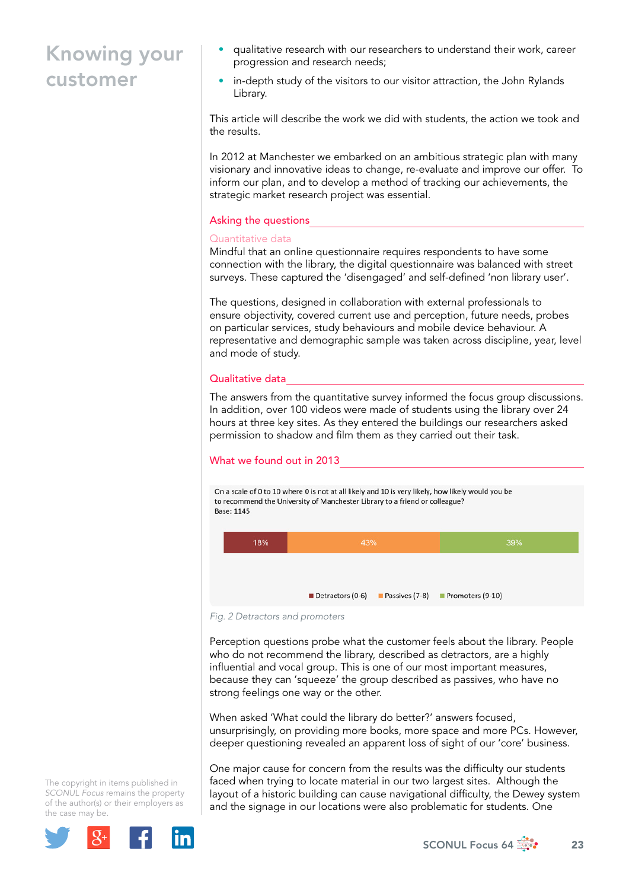# Knowing your customer

- qualitative research with our researchers to understand their work, career progression and research needs;
- in-depth study of the visitors to our visitor attraction, the John Rylands Library.

This article will describe the work we did with students, the action we took and the results.

In 2012 at Manchester we embarked on an ambitious strategic plan with many visionary and innovative ideas to change, re-evaluate and improve our offer. To inform our plan, and to develop a method of tracking our achievements, the strategic market research project was essential.

## Asking the questions

### Quantitative data

Mindful that an online questionnaire requires respondents to have some connection with the library, the digital questionnaire was balanced with street surveys. These captured the 'disengaged' and self-defined 'non library user'.

The questions, designed in collaboration with external professionals to ensure objectivity, covered current use and perception, future needs, probes on particular services, study behaviours and mobile device behaviour. A representative and demographic sample was taken across discipline, year, level and mode of study.

### Qualitative data

The answers from the quantitative survey informed the focus group discussions. In addition, over 100 videos were made of students using the library over 24 hours at three key sites. As they entered the buildings our researchers asked permission to shadow and film them as they carried out their task.

## What we found out in 2013

On a scale of 0 to 10 where 0 is not at all likely and 10 is very likely, how likely would you be to recommend the University of Manchester Library to a friend or colleague?
Base: 1145

| Detractors (0-6) | Passives (7-8) | Promoters (9-10) |
|---|---|---|
| 18% | 43% | 39% |

*Fig. 2 Detractors and promoters*

Perception questions probe what the customer feels about the library. People who do not recommend the library, described as detractors, are a highly influential and vocal group. This is one of our most important measures, because they can 'squeeze' the group described as passives, who have no strong feelings one way or the other.

When asked 'What could the library do better?' answers focused, unsurprisingly, on providing more books, more space and more PCs. However, deeper questioning revealed an apparent loss of sight of our 'core' business.

One major cause for concern from the results was the difficulty our students faced when trying to locate material in our two largest sites. Although the layout of a historic building can cause navigational difficulty, the Dewey system and the signage in our locations were also problematic for students. One

The copyright in items published in *SCONUL Focus* remains the property of the author(s) or their employers as the case may be.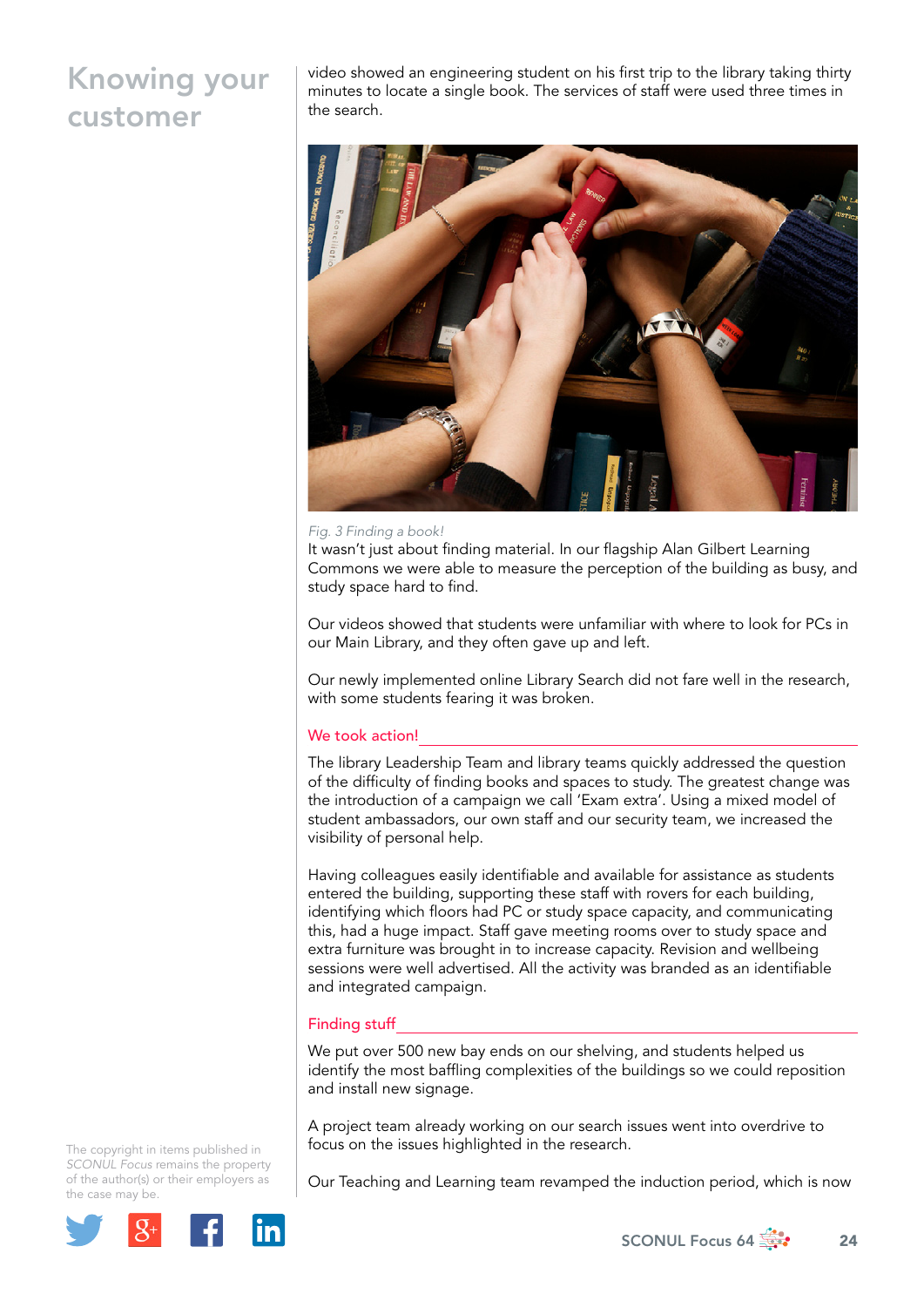# Knowing your customer

video showed an engineering student on his first trip to the library taking thirty minutes to locate a single book. The services of staff were used three times in the search.

*Fig. 3 Finding a book!*

It wasn't just about finding material. In our flagship Alan Gilbert Learning Commons we were able to measure the perception of the building as busy, and study space hard to find.

Our videos showed that students were unfamiliar with where to look for PCs in our Main Library, and they often gave up and left.

Our newly implemented online Library Search did not fare well in the research, with some students fearing it was broken.

## We took action!

The library Leadership Team and library teams quickly addressed the question of the difficulty of finding books and spaces to study. The greatest change was the introduction of a campaign we call 'Exam extra'. Using a mixed model of student ambassadors, our own staff and our security team, we increased the visibility of personal help.

Having colleagues easily identifiable and available for assistance as students entered the building, supporting these staff with rovers for each building, identifying which floors had PC or study space capacity, and communicating this, had a huge impact. Staff gave meeting rooms over to study space and extra furniture was brought in to increase capacity. Revision and wellbeing sessions were well advertised. All the activity was branded as an identifiable and integrated campaign.

## Finding stuff

We put over 500 new bay ends on our shelving, and students helped us identify the most baffling complexities of the buildings so we could reposition and install new signage.

A project team already working on our search issues went into overdrive to focus on the issues highlighted in the research.

Our Teaching and Learning team revamped the induction period, which is now

The copyright in items published in *SCONUL Focus* remains the property of the author(s) or their employers as the case may be.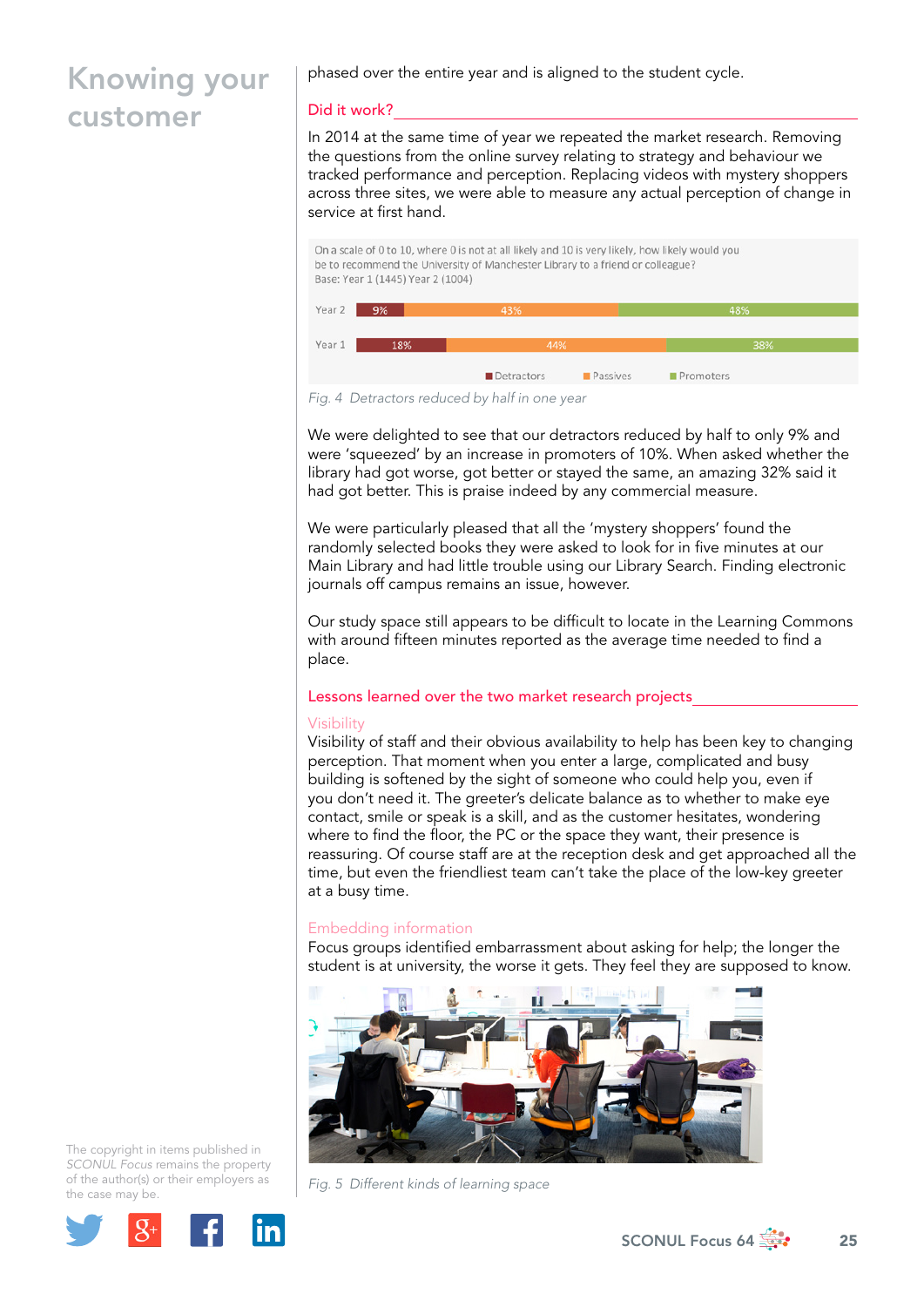# Knowing your customer

phased over the entire year and is aligned to the student cycle.

## Did it work?

In 2014 at the same time of year we repeated the market research. Removing the questions from the online survey relating to strategy and behaviour we tracked performance and perception. Replacing videos with mystery shoppers across three sites, we were able to measure any actual perception of change in service at first hand.

On a scale of 0 to 10, where 0 is not at all likely and 10 is very likely, how likely would you be to recommend the University of Manchester Library to a friend or colleague?
Base: Year 1 (1445) Year 2 (1004)

| | Detractors | Passives | Promoters |
|---|---|---|---|
| Year 2 | 9% | 43% | 48% |
| Year 1 | 18% | 44% | 38% |

*Fig. 4 Detractors reduced by half in one year*

We were delighted to see that our detractors reduced by half to only 9% and were 'squeezed' by an increase in promoters of 10%. When asked whether the library had got worse, got better or stayed the same, an amazing 32% said it had got better. This is praise indeed by any commercial measure.

We were particularly pleased that all the 'mystery shoppers' found the randomly selected books they were asked to look for in five minutes at our Main Library and had little trouble using our Library Search. Finding electronic journals off campus remains an issue, however.

Our study space still appears to be difficult to locate in the Learning Commons with around fifteen minutes reported as the average time needed to find a place.

## Lessons learned over the two market research projects

### Visibility

Visibility of staff and their obvious availability to help has been key to changing perception. That moment when you enter a large, complicated and busy building is softened by the sight of someone who could help you, even if you don't need it. The greeter's delicate balance as to whether to make eye contact, smile or speak is a skill, and as the customer hesitates, wondering where to find the floor, the PC or the space they want, their presence is reassuring. Of course staff are at the reception desk and get approached all the time, but even the friendliest team can't take the place of the low-key greeter at a busy time.

### Embedding information

Focus groups identified embarrassment about asking for help; the longer the student is at university, the worse it gets. They feel they are supposed to know.

*Fig. 5 Different kinds of learning space*

The copyright in items published in *SCONUL Focus* remains the property of the author(s) or their employers as the case may be.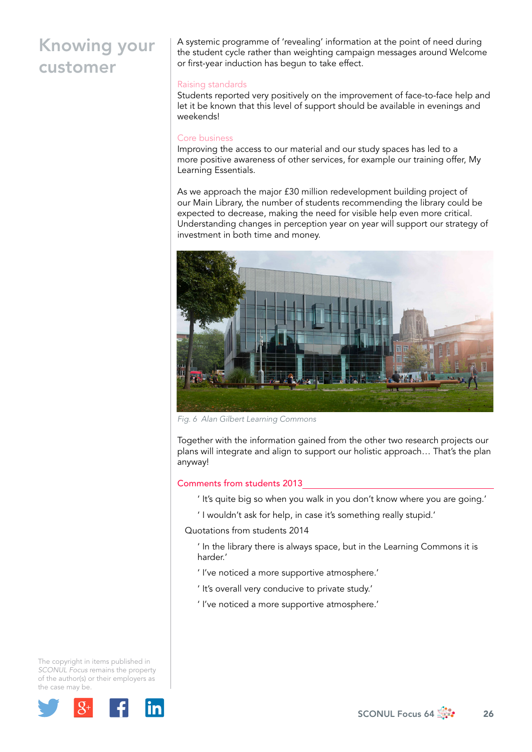# Knowing your customer

A systemic programme of 'revealing' information at the point of need during the student cycle rather than weighting campaign messages around Welcome or first-year induction has begun to take effect.

### Raising standards

Students reported very positively on the improvement of face-to-face help and let it be known that this level of support should be available in evenings and weekends!

### Core business

Improving the access to our material and our study spaces has led to a more positive awareness of other services, for example our training offer, My Learning Essentials.

As we approach the major £30 million redevelopment building project of our Main Library, the number of students recommending the library could be expected to decrease, making the need for visible help even more critical. Understanding changes in perception year on year will support our strategy of investment in both time and money.

*Fig. 6 Alan Gilbert Learning Commons*

Together with the information gained from the other two research projects our plans will integrate and align to support our holistic approach… That's the plan anyway!

### Comments from students 2013

' It's quite big so when you walk in you don't know where you are going.'

' I wouldn't ask for help, in case it's something really stupid.'

Quotations from students 2014

' In the library there is always space, but in the Learning Commons it is harder.'

' I've noticed a more supportive atmosphere.'

' It's overall very conducive to private study.'

' I've noticed a more supportive atmosphere.'

The copyright in items published in *SCONUL Focus* remains the property of the author(s) or their employers as the case may be.